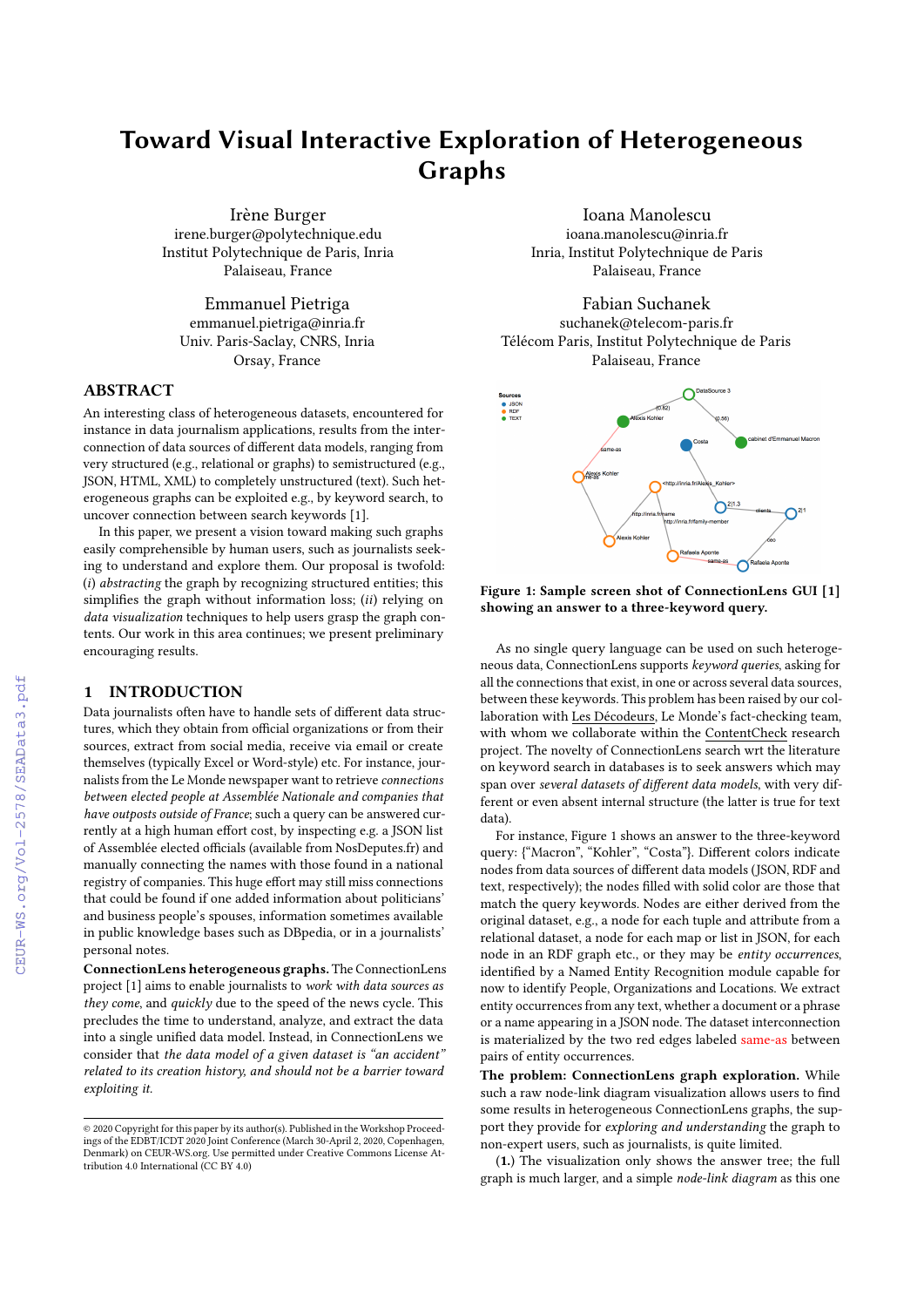# Toward Visual Interactive Exploration of Heterogeneous Graphs

Irène Burger
irene.burger@polytechnique.edu
Institut Polytechnique de Paris, Inria
Palaiseau, France

Ioana Manolescu
ioana.manolescu@inria.fr
Inria, Institut Polytechnique de Paris
Palaiseau, France

Emmanuel Pietriga
emmanuel.pietriga@inria.fr
Univ. Paris-Saclay, CNRS, Inria
Orsay, France

Fabian Suchanek
suchanek@telecom-paris.fr
Télécom Paris, Institut Polytechnique de Paris
Palaiseau, France

## ABSTRACT

An interesting class of heterogeneous datasets, encountered for instance in data journalism applications, results from the interconnection of data sources of different data models, ranging from very structured (e.g., relational or graphs) to semistructured (e.g., JSON, HTML, XML) to completely unstructured (text). Such heterogeneous graphs can be exploited e.g., by keyword search, to uncover connection between search keywords [1].

In this paper, we present a vision toward making such graphs easily comprehensible by human users, such as journalists seeking to understand and explore them. Our proposal is twofold: (*i*) *abstracting* the graph by recognizing structured entities; this simplifies the graph without information loss; (*ii*) relying on *data visualization* techniques to help users grasp the graph contents. Our work in this area continues; we present preliminary encouraging results.

## 1 INTRODUCTION

Data journalists often have to handle sets of different data structures, which they obtain from official organizations or from their sources, extract from social media, receive via email or create themselves (typically Excel or Word-style) etc. For instance, journalists from the Le Monde newspaper want to retrieve *connections between elected people at Assemblée Nationale and companies that have outposts outside of France*; such a query can be answered currently at a high human effort cost, by inspecting e.g. a JSON list of Assemblée elected officials (available from NosDeputes.fr) and manually connecting the names with those found in a national registry of companies. This huge effort may still miss connections that could be found if one added information about politicians' and business people's spouses, information sometimes available in public knowledge bases such as DBpedia, or in a journalists' personal notes.

**ConnectionLens heterogeneous graphs.** The ConnectionLens project [1] aims to enable journalists to *work with data sources as they come*, and *quickly* due to the speed of the news cycle. This precludes the time to understand, analyze, and extract the data into a single unified data model. Instead, in ConnectionLens we consider that *the data model of a given dataset is "an accident" related to its creation history, and should not be a barrier toward exploiting it.*

© 2020 Copyright for this paper by its author(s). Published in the Workshop Proceedings of the EDBT/ICDT 2020 Joint Conference (March 30-April 2, 2020, Copenhagen, Denmark) on CEUR-WS.org. Use permitted under Creative Commons License Attribution 4.0 International (CC BY 4.0)

**Figure 1: Sample screen shot of ConnectionLens GUI [1] showing an answer to a three-keyword query.**

As no single query language can be used on such heterogeneous data, ConnectionLens supports *keyword queries*, asking for all the connections that exist, in one or across several data sources, between these keywords. This problem has been raised by our collaboration with Les Décodeurs, Le Monde's fact-checking team, with whom we collaborate within the ContentCheck research project. The novelty of ConnectionLens search wrt the literature on keyword search in databases is to seek answers which may span over *several datasets of different data models*, with very different or even absent internal structure (the latter is true for text data).

For instance, Figure 1 shows an answer to the three-keyword query: {"Macron", "Kohler", "Costa"}. Different colors indicate nodes from data sources of different data models (JSON, RDF and text, respectively); the nodes filled with solid color are those that match the query keywords. Nodes are either derived from the original dataset, e.g., a node for each tuple and attribute from a relational dataset, a node for each map or list in JSON, for each node in an RDF graph etc., or they may be *entity occurrences*, identified by a Named Entity Recognition module capable for now to identify People, Organizations and Locations. We extract entity occurrences from any text, whether a document or a phrase or a name appearing in a JSON node. The dataset interconnection is materialized by the two red edges labeled same-as between pairs of entity occurrences.

**The problem: ConnectionLens graph exploration.** While such a raw node-link diagram visualization allows users to find some results in heterogeneous ConnectionLens graphs, the support they provide for *exploring and understanding* the graph to non-expert users, such as journalists, is quite limited.

(**1.**) The visualization only shows the answer tree; the full graph is much larger, and a simple *node-link diagram* as this one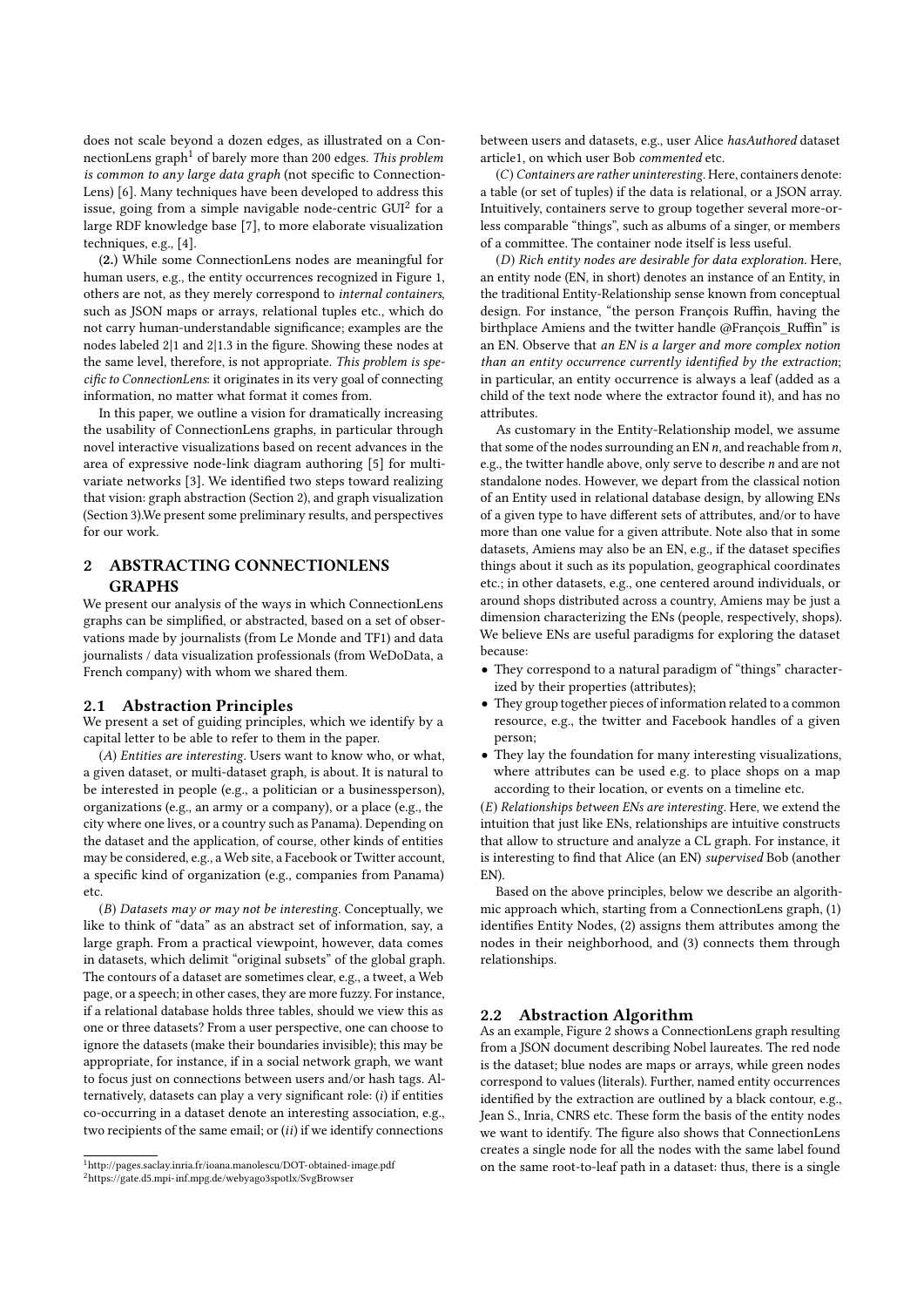does not scale beyond a dozen edges, as illustrated on a ConnectionLens graph[1] of barely more than 200 edges. *This problem is common to any large data graph* (not specific to ConnectionLens) [6]. Many techniques have been developed to address this issue, going from a simple navigable node-centric GUI[2] for a large RDF knowledge base [7], to more elaborate visualization techniques, e.g., [4].

**(2.)** While some ConnectionLens nodes are meaningful for human users, e.g., the entity occurrences recognized in Figure 1, others are not, as they merely correspond to *internal containers*, such as JSON maps or arrays, relational tuples etc., which do not carry human-understandable significance; examples are the nodes labeled 2|1 and 2|1.3 in the figure. Showing these nodes at the same level, therefore, is not appropriate. *This problem is specific to ConnectionLens*: it originates in its very goal of connecting information, no matter what format it comes from.

In this paper, we outline a vision for dramatically increasing the usability of ConnectionLens graphs, in particular through novel interactive visualizations based on recent advances in the area of expressive node-link diagram authoring [5] for multivariate networks [3]. We identified two steps toward realizing that vision: graph abstraction (Section 2), and graph visualization (Section 3).We present some preliminary results, and perspectives for our work.

## 2 ABSTRACTING CONNECTIONLENS GRAPHS

We present our analysis of the ways in which ConnectionLens graphs can be simplified, or abstracted, based on a set of observations made by journalists (from Le Monde and TF1) and data journalists / data visualization professionals (from WeDoData, a French company) with whom we shared them.

### 2.1 Abstraction Principles

We present a set of guiding principles, which we identify by a capital letter to be able to refer to them in the paper.

(*A*) *Entities are interesting.* Users want to know who, or what, a given dataset, or multi-dataset graph, is about. It is natural to be interested in people (e.g., a politician or a businessperson), organizations (e.g., an army or a company), or a place (e.g., the city where one lives, or a country such as Panama). Depending on the dataset and the application, of course, other kinds of entities may be considered, e.g., a Web site, a Facebook or Twitter account, a specific kind of organization (e.g., companies from Panama) etc.

(*B*) *Datasets may or may not be interesting.* Conceptually, we like to think of "data" as an abstract set of information, say, a large graph. From a practical viewpoint, however, data comes in datasets, which delimit "original subsets" of the global graph. The contours of a dataset are sometimes clear, e.g., a tweet, a Web page, or a speech; in other cases, they are more fuzzy. For instance, if a relational database holds three tables, should we view this as one or three datasets? From a user perspective, one can choose to ignore the datasets (make their boundaries invisible); this may be appropriate, for instance, if in a social network graph, we want to focus just on connections between users and/or hash tags. Alternatively, datasets can play a very significant role: (*i*) if entities co-occurring in a dataset denote an interesting association, e.g., two recipients of the same email; or (*ii*) if we identify connections between users and datasets, e.g., user Alice *hasAuthored* dataset article1, on which user Bob *commented* etc.

(*C*) *Containers are rather uninteresting.* Here, containers denote: a table (or set of tuples) if the data is relational, or a JSON array. Intuitively, containers serve to group together several more-or-less comparable "things", such as albums of a singer, or members of a committee. The container node itself is less useful.

(*D*) *Rich entity nodes are desirable for data exploration.* Here, an entity node (EN, in short) denotes an instance of an Entity, in the traditional Entity-Relationship sense known from conceptual design. For instance, "the person François Ruffin, having the birthplace Amiens and the twitter handle @François_Ruffin" is an EN. Observe that *an EN is a larger and more complex notion than an entity occurrence currently identified by the extraction*; in particular, an entity occurrence is always a leaf (added as a child of the text node where the extractor found it), and has no attributes.

As customary in the Entity-Relationship model, we assume that some of the nodes surrounding an EN *n*, and reachable from *n*, e.g., the twitter handle above, only serve to describe *n* and are not standalone nodes. However, we depart from the classical notion of an Entity used in relational database design, by allowing ENs of a given type to have different sets of attributes, and/or to have more than one value for a given attribute. Note also that in some datasets, Amiens may also be an EN, e.g., if the dataset specifies things about it such as its population, geographical coordinates etc.; in other datasets, e.g., one centered around individuals, or around shops distributed across a country, Amiens may be just a dimension characterizing the ENs (people, respectively, shops). We believe ENs are useful paradigms for exploring the dataset because:

- They correspond to a natural paradigm of "things" characterized by their properties (attributes);
- They group together pieces of information related to a common resource, e.g., the twitter and Facebook handles of a given person;
- They lay the foundation for many interesting visualizations, where attributes can be used e.g. to place shops on a map according to their location, or events on a timeline etc.

(*E*) *Relationships between ENs are interesting.* Here, we extend the intuition that just like ENs, relationships are intuitive constructs that allow to structure and analyze a CL graph. For instance, it is interesting to find that Alice (an EN) *supervised* Bob (another EN).

Based on the above principles, below we describe an algorithmic approach which, starting from a ConnectionLens graph, (1) identifies Entity Nodes, (2) assigns them attributes among the nodes in their neighborhood, and (3) connects them through relationships.

### 2.2 Abstraction Algorithm

As an example, Figure 2 shows a ConnectionLens graph resulting from a JSON document describing Nobel laureates. The red node is the dataset; blue nodes are maps or arrays, while green nodes correspond to values (literals). Further, named entity occurrences identified by the extraction are outlined by a black contour, e.g., Jean S., Inria, CNRS etc. These form the basis of the entity nodes we want to identify. The figure also shows that ConnectionLens creates a single node for all the nodes with the same label found on the same root-to-leaf path in a dataset: thus, there is a single

[1] http://pages.saclay.inria.fr/ioana.manolescu/DOT-obtained-image.pdf
[2] https://gate.d5.mpi-inf.mpg.de/webyago3spotlx/SvgBrowser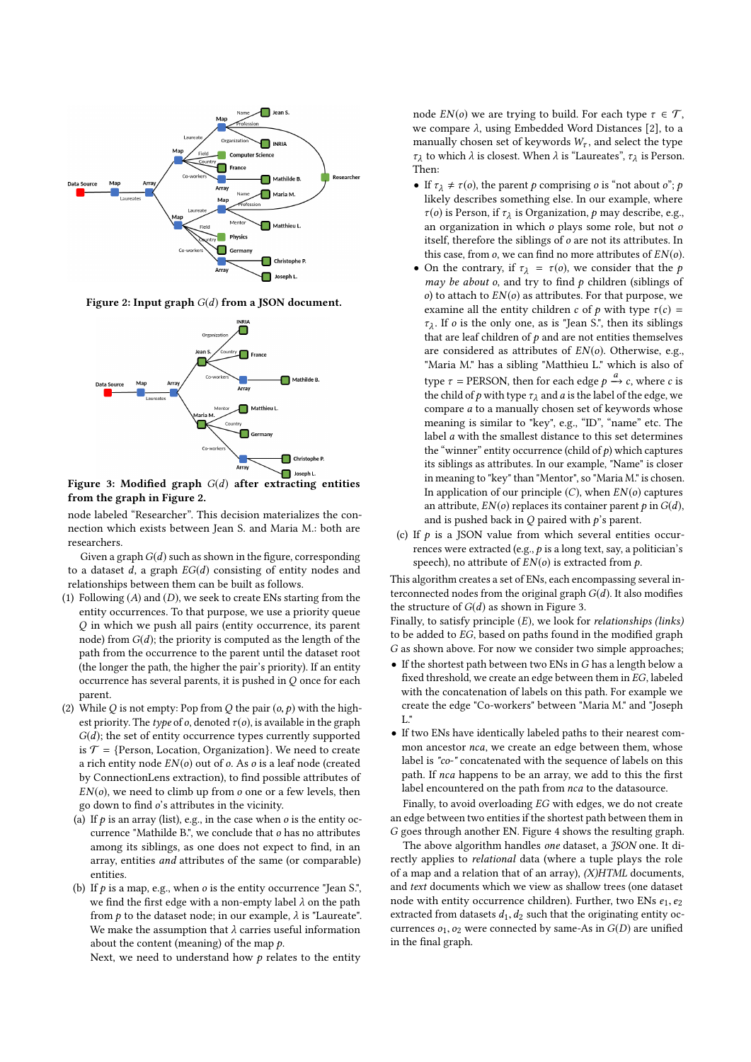Figure 2: Input graph $G(d)$ from a JSON document.

Figure 3: Modified graph $G(d)$ after extracting entities from the graph in Figure 2.

node labeled "Researcher". This decision materializes the connection which exists between Jean S. and Maria M.: both are researchers.

Given a graph $G(d)$ such as shown in the figure, corresponding to a dataset $d$, a graph $EG(d)$ consisting of entity nodes and relationships between them can be built as follows.

(1) Following (*A*) and (*D*), we seek to create ENs starting from the entity occurrences. To that purpose, we use a priority queue $Q$ in which we push all pairs (entity occurrence, its parent node) from $G(d)$; the priority is computed as the length of the path from the occurrence to the parent until the dataset root (the longer the path, the higher the pair's priority). If an entity occurrence has several parents, it is pushed in $Q$ once for each parent.

(2) While $Q$ is not empty: Pop from $Q$ the pair $(o, p)$ with the highest priority. The *type* of $o$, denoted $\tau(o)$, is available in the graph $G(d)$; the set of entity occurrence types currently supported is $\mathcal{T}$ = {Person, Location, Organization}. We need to create a rich entity node $EN(o)$ out of $o$. As $o$ is a leaf node (created by ConnectionLens extraction), to find possible attributes of $EN(o)$, we need to climb up from $o$ one or a few levels, then go down to find $o$'s attributes in the vicinity.

   (a) If $p$ is an array (list), e.g., in the case when $o$ is the entity occurrence "Mathilde B.", we conclude that $o$ has no attributes among its siblings, as one does not expect to find, in an array, entities *and* attributes of the same (or comparable) entities.

   (b) If $p$ is a map, e.g., when $o$ is the entity occurrence "Jean S.", we find the first edge with a non-empty label $\lambda$ on the path from $p$ to the dataset node; in our example, $\lambda$ is "Laureate". We make the assumption that $\lambda$ carries useful information about the content (meaning) of the map $p$.

   Next, we need to understand how $p$ relates to the entity node $EN(o)$ we are trying to build. For each type $\tau \in \mathcal{T}$, we compare $\lambda$, using Embedded Word Distances [2], to a manually chosen set of keywords $W_\tau$, and select the type $\tau_\lambda$ to which $\lambda$ is closest. When $\lambda$ is "Laureates", $\tau_\lambda$ is Person. Then:

   - If $\tau_\lambda \neq \tau(o)$, the parent $p$ comprising $o$ is "not about $o$"; $p$ likely describes something else. In our example, where $\tau(o)$ is Person, if $\tau_\lambda$ is Organization, $p$ may describe, e.g., an organization in which $o$ plays some role, but not $o$ itself, therefore the siblings of $o$ are not its attributes. In this case, from $o$, we can find no more attributes of $EN(o)$.
   - On the contrary, if $\tau_\lambda = \tau(o)$, we consider that the $p$ *may be about* $o$, and try to find $p$ children (siblings of $o$) to attach to $EN(o)$ as attributes. For that purpose, we examine all the entity children $c$ of $p$ with type $\tau(c) = \tau_\lambda$. If $o$ is the only one, as is "Jean S.", then its siblings that are leaf children of $p$ and are not entities themselves are considered as attributes of $EN(o)$. Otherwise, e.g., "Maria M." has a sibling "Matthieu L." which is also of type $\tau$ = PERSON, then for each edge $p \xrightarrow{a} c$, where $c$ is the child of $p$ with type $\tau_\lambda$ and $a$ is the label of the edge, we compare $a$ to a manually chosen set of keywords whose meaning is similar to "key", e.g., "ID", "name" etc. The label $a$ with the smallest distance to this set determines the "winner" entity occurrence (child of $p$) which captures its siblings as attributes. In our example, "Name" is closer in meaning to "key" than "Mentor", so "Maria M." is chosen. In application of our principle (*C*), when $EN(o)$ captures an attribute, $EN(o)$ replaces its container parent $p$ in $G(d)$, and is pushed back in $Q$ paired with $p$'s parent.

   (c) If $p$ is a JSON value from which several entities occurrences were extracted (e.g., $p$ is a long text, say, a politician's speech), no attribute of $EN(o)$ is extracted from $p$.

This algorithm creates a set of ENs, each encompassing several interconnected nodes from the original graph $G(d)$. It also modifies the structure of $G(d)$ as shown in Figure 3.

Finally, to satisfy principle (*E*), we look for *relationships (links)* to be added to *EG*, based on paths found in the modified graph $G$ as shown above. For now we consider two simple approaches;

- If the shortest path between two ENs in $G$ has a length below a fixed threshold, we create an edge between them in *EG*, labeled with the concatenation of labels on this path. For example we create the edge "Co-workers" between "Maria M." and "Joseph L."
- If two ENs have identically labeled paths to their nearest common ancestor *nca*, we create an edge between them, whose label is *"co-"* concatenated with the sequence of labels on this path. If *nca* happens to be an array, we add to this the first label encountered on the path from *nca* to the datasource.

Finally, to avoid overloading *EG* with edges, we do not create an edge between two entities if the shortest path between them in $G$ goes through another EN. Figure 4 shows the resulting graph.

The above algorithm handles *one* dataset, a *JSON* one. It directly applies to *relational* data (where a tuple plays the role of a map and a relation that of an array), *(X)HTML* documents, and *text* documents which we view as shallow trees (one dataset node with entity occurrence children). Further, two ENs $e_1, e_2$ extracted from datasets $d_1, d_2$ such that the originating entity occurrences $o_1, o_2$ were connected by same-As in $G(D)$ are unified in the final graph.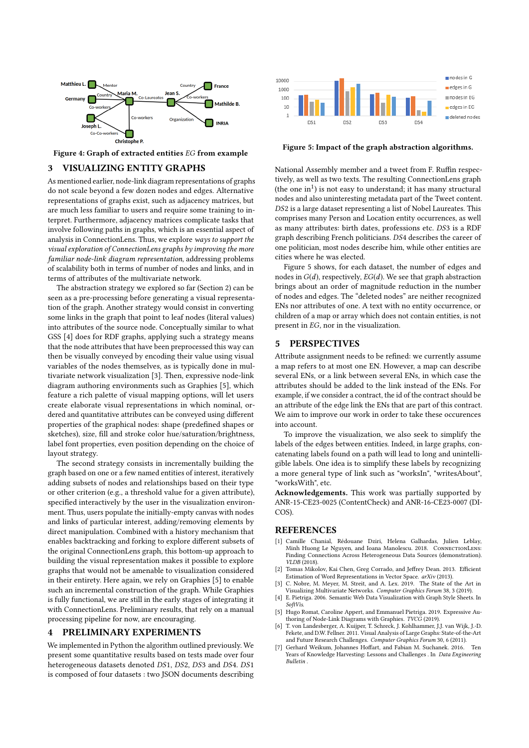Matthieu L.

Mentor

Country

France

Maria M.

Jean S.

Germany

Country

Co-Laureates

Co-workers

Co-workers

Mathilde B.

Co-workers

Organization

INRIA

Joseph L.

Co-Co-workers

Christophe P.

Figure 4: Graph of extracted entities *EG* from example

10000

1000

100

10

1

DS1

DS2

DS3

DS4

nodes in G

edges in G

nodes in EG

edges in EG

deleted nodes

Figure 5: Impact of the graph abstraction algorithms.

## 3 VISUALIZING ENTITY GRAPHS

As mentioned earlier, node-link diagram representations of graphs do not scale beyond a few dozen nodes and edges. Alternative representations of graphs exist, such as adjacency matrices, but are much less familiar to users and require some training to interpret. Furthermore, adjacency matrices complicate tasks that involve following paths in graphs, which is an essential aspect of analysis in ConnectionLens. Thus, we explore *ways to support the visual exploration of ConnectionLens graphs by improving the more familiar node-link diagram representation*, addressing problems of scalability both in terms of number of nodes and links, and in terms of attributes of the multivariate network.

The abstraction strategy we explored so far (Section 2) can be seen as a pre-processing before generating a visual representation of the graph. Another strategy would consist in converting some links in the graph that point to leaf nodes (literal values) into attributes of the source node. Conceptually similar to what GSS [4] does for RDF graphs, applying such a strategy means that the node attributes that have been preprocessed this way can then be visually conveyed by encoding their value using visual variables of the nodes themselves, as is typically done in multivariate network visualization [3]. Then, expressive node-link diagram authoring environments such as Graphies [5], which feature a rich palette of visual mapping options, will let users create elaborate visual representations in which nominal, ordered and quantitative attributes can be conveyed using different properties of the graphical nodes: shape (predefined shapes or sketches), size, fill and stroke color hue/saturation/brightness, label font properties, even position depending on the choice of layout strategy.

The second strategy consists in incrementally building the graph based on one or a few named entities of interest, iteratively adding subsets of nodes and relationships based on their type or other criterion (e.g., a threshold value for a given attribute), specified interactively by the user in the visualization environment. Thus, users populate the initially-empty canvas with nodes and links of particular interest, adding/removing elements by direct manipulation. Combined with a history mechanism that enables backtracking and forking to explore different subsets of the original ConnectionLens graph, this bottom-up approach to building the visual representation makes it possible to explore graphs that would not be amenable to visualization considered in their entirety. Here again, we rely on Graphies [5] to enable such an incremental construction of the graph. While Graphies is fully functional, we are still in the early stages of integrating it with ConnectionLens. Preliminary results, that rely on a manual processing pipeline for now, are encouraging.

## 4 PRELIMINARY EXPERIMENTS

We implemented in Python the algorithm outlined previously. We present some quantitative results based on tests made over four heterogeneous datasets denoted *DS*1, *DS*2, *DS*3 and *DS*4. *DS*1 is composed of four datasets : two JSON documents describing National Assembly member and a tweet from F. Ruffin respectively, as well as two texts. The resulting ConnectionLens graph (the one in[1]) is not easy to understand; it has many structural nodes and also uninteresting metadata part of the Tweet content. *DS2* is a large dataset representing a list of Nobel Laureates. This comprises many Person and Location entity occurrences, as well as many attributes: birth dates, professions etc. *DS3* is a RDF graph describing French politicians. *DS4* describes the career of one politician, most nodes describe him, while other entities are cities where he was elected.

Figure 5 shows, for each dataset, the number of edges and nodes in $G(d)$, respectively, $EG(d)$. We see that graph abstraction brings about an order of magnitude reduction in the number of nodes and edges. The "deleted nodes" are neither recognized ENs nor attributes of one. A text with no entity occurrence, or children of a map or array which does not contain entities, is not present in *EG*, nor in the visualization.

## 5 PERSPECTIVES

Attribute assignment needs to be refined: we currently assume a map refers to at most one EN. However, a map can describe several ENs, or a link between several ENs, in which case the attributes should be added to the link instead of the ENs. For example, if we consider a contract, the id of the contract should be an attribute of the edge link the ENs that are part of this contract. We aim to improve our work in order to take these occurences into account.

To improve the visualization, we also seek to simplify the labels of the edges between entities. Indeed, in large graphs, concatenating labels found on a path will lead to long and unintelligible labels. One idea is to simplify these labels by recognizing a more general type of link such as "worksIn", "writesAbout", "worksWith", etc.

**Acknowledgements.** This work was partially supported by ANR-15-CE23-0025 (ContentCheck) and ANR-16-CE23-0007 (DICOS).

## REFERENCES

[1] Camille Chanial, Rédouane Dziri, Helena Galhardas, Julien Leblay, Minh Huong Le Nguyen, and Ioana Manolescu. 2018. ConnectionLens: Finding Connections Across Heterogeneous Data Sources (demonstration). *VLDB* (2018).

[2] Tomas Mikolov, Kai Chen, Greg Corrado, and Jeffrey Dean. 2013. Efficient Estimation of Word Representations in Vector Space. *arXiv* (2013).

[3] C. Nobre, M. Meyer, M. Streit, and A. Lex. 2019. The State of the Art in Visualizing Multivariate Networks. *Computer Graphics Forum* 38, 3 (2019).

[4] E. Pietriga. 2006. Semantic Web Data Visualization with Graph Style Sheets. In *SoftVis*.

[5] Hugo Romat, Caroline Appert, and Emmanuel Pietriga. 2019. Expressive Authoring of Node-Link Diagrams with Graphies. *TVCG* (2019).

[6] T. von Landesberger, A. Kuijper, T. Schreck, J. Kohlhammer, J.J. van Wijk, J.-D. Fekete, and D.W. Fellner. 2011. Visual Analysis of Large Graphs: State-of-the-Art and Future Research Challenges. *Computer Graphics Forum* 30, 6 (2011).

[7] Gerhard Weikum, Johannes Hoffart, and Fabian M. Suchanek. 2016. Ten Years of Knowledge Harvesting: Lessons and Challenges . In *Data Engineering Bulletin* .